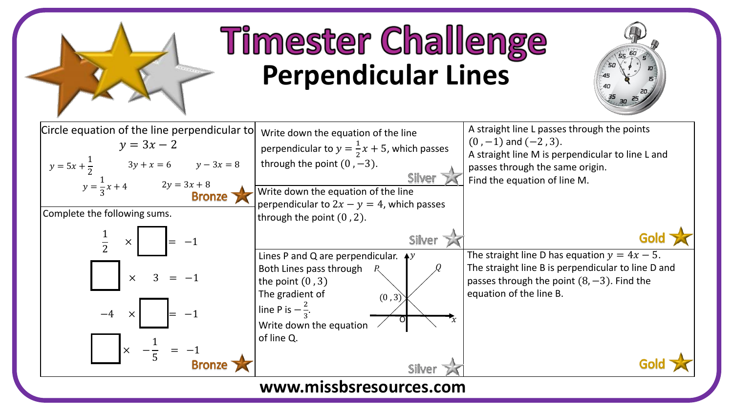# Timester Challenge
## Perpendicular Lines

**Bronze**

Circle equation of the line perpendicular to $y = 3x - 2$

$y = 5x + \frac{1}{2}$ $\quad$ $3y + x = 6$ $\quad$ $y - 3x = 8$

$y = \frac{1}{3}x + 4$ $\quad$ $2y = 3x + 8$

**Bronze**

Complete the following sums.

$\frac{1}{2} \times \square = -1$

$\square \times 3 = -1$

$-4 \times \square = -1$

$\square \times -\frac{1}{5} = -1$

**Silver**

Write down the equation of the line perpendicular to $y = \frac{1}{2}x + 5$, which passes through the point $(0, -3)$.

**Silver**

Write down the equation of the line perpendicular to $2x - y = 4$, which passes through the point $(0, 2)$.

**Silver**

Lines P and Q are perpendicular. Both Lines pass through the point $(0, 3)$. The gradient of line P is $-\frac{2}{3}$. Write down the equation of line Q.

$y$, $P$, $Q$, $(0, 3)$, O, $x$

**Gold**

A straight line L passes through the points $(0, -1)$ and $(-2, 3)$. A straight line M is perpendicular to line L and passes through the same origin. Find the equation of line M.

**Gold**

The straight line D has equation $y = 4x - 5$. The straight line B is perpendicular to line D and passes through the point $(8, -3)$. Find the equation of the line B.

www.missbsresources.com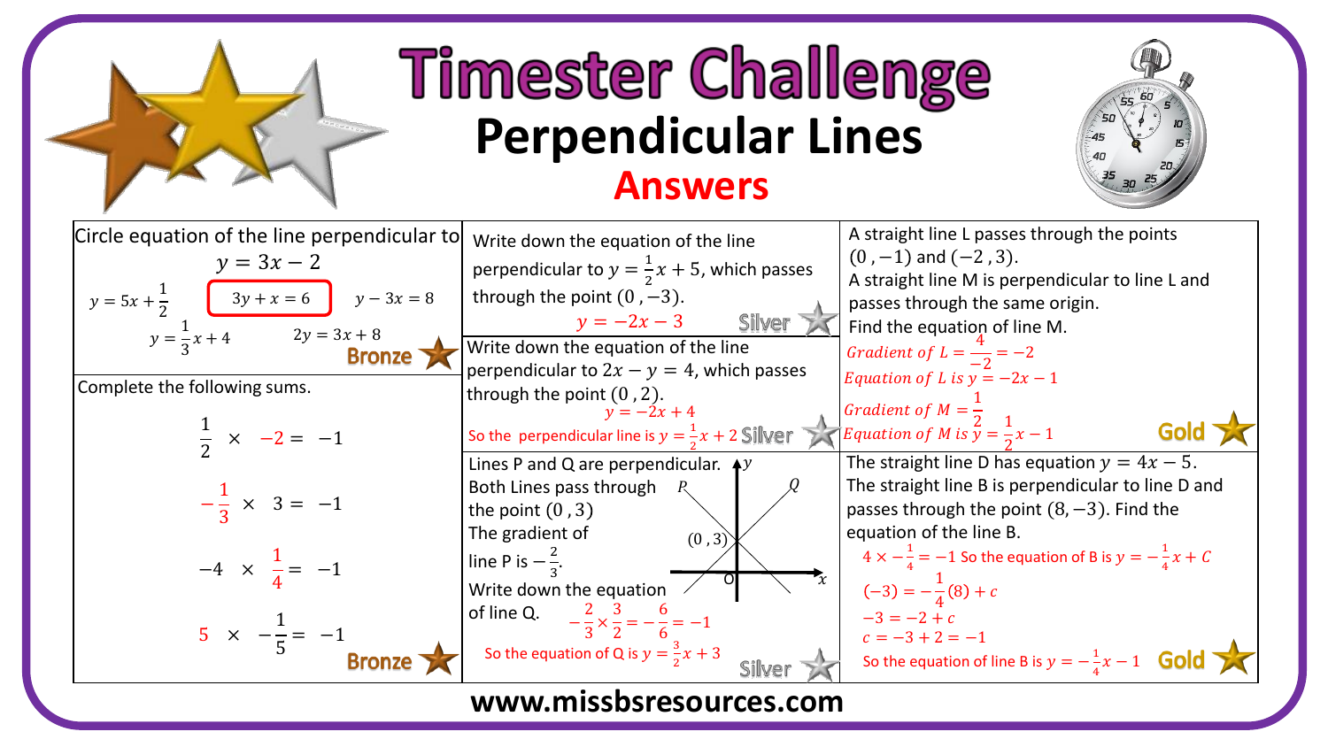# Timester Challenge

## Perpendicular Lines

## Answers

**Bronze**

Circle equation of the line perpendicular to $y = 3x - 2$

$y = 5x + \frac{1}{2}$ $\quad$ **[circled]** $3y + x = 6$ $\quad$ $y - 3x = 8$

$y = \frac{1}{3}x + 4$ $\quad$ $2y = 3x + 8$

**Bronze**

Complete the following sums.

$\frac{1}{2} \times -2 = -1$

$-\frac{1}{3} \times 3 = -1$

$-4 \times \frac{1}{4} = -1$

$5 \times -\frac{1}{5} = -1$

**Silver**

Write down the equation of the line perpendicular to $y = \frac{1}{2}x + 5$, which passes through the point $(0, -3)$.

$y = -2x - 3$

**Silver**

Write down the equation of the line perpendicular to $2x - y = 4$, which passes through the point $(0, 2)$.

$y = -2x + 4$

So the perpendicular line is $y = \frac{1}{2}x + 2$

**Silver**

Lines P and Q are perpendicular.
Both Lines pass through the point $(0, 3)$
The gradient of line P is $-\frac{2}{3}$.
Write down the equation of line Q.

P, Q, $(0, 3)$, O, $x$, $y$

$-\frac{2}{3} \times \frac{3}{2} = -\frac{6}{6} = -1$

So the equation of Q is $y = \frac{3}{2}x + 3$

**Gold**

A straight line L passes through the points $(0, -1)$ and $(-2, 3)$.
A straight line M is perpendicular to line L and passes through the same origin.
Find the equation of line M.

Gradient of $L = \frac{4}{-2} = -2$

Equation of $L$ is $y = -2x - 1$

Gradient of $M = \frac{1}{2}$

Equation of $M$ is $y = \frac{1}{2}x - 1$

**Gold**

The straight line D has equation $y = 4x - 5$.
The straight line B is perpendicular to line D and passes through the point $(8, -3)$. Find the equation of the line B.

$4 \times -\frac{1}{4} = -1$ So the equation of B is $y = -\frac{1}{4}x + C$

$(-3) = -\frac{1}{4}(8) + c$

$-3 = -2 + c$

$c = -3 + 2 = -1$

So the equation of line B is $y = -\frac{1}{4}x - 1$

www.missbsresources.com